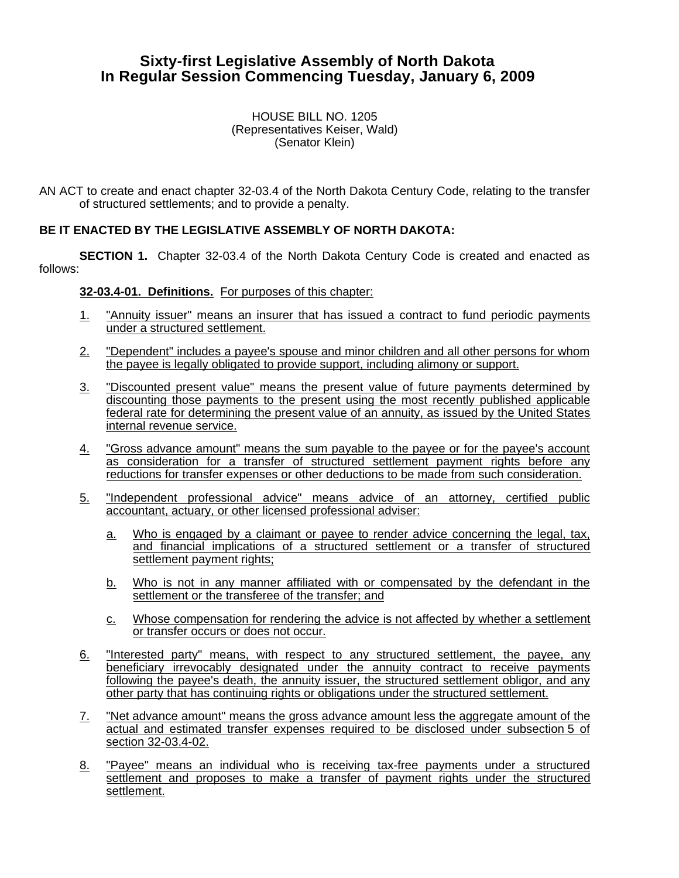# Sixty-first Legislative Assembly of North Dakota
# In Regular Session Commencing Tuesday, January 6, 2009

HOUSE BILL NO. 1205
(Representatives Keiser, Wald)
(Senator Klein)

AN ACT to create and enact chapter 32-03.4 of the North Dakota Century Code, relating to the transfer of structured settlements; and to provide a penalty.

**BE IT ENACTED BY THE LEGISLATIVE ASSEMBLY OF NORTH DAKOTA:**

**SECTION 1.** Chapter 32-03.4 of the North Dakota Century Code is created and enacted as follows:

**32-03.4-01. Definitions.** For purposes of this chapter:

1. "Annuity issuer" means an insurer that has issued a contract to fund periodic payments under a structured settlement.

2. "Dependent" includes a payee's spouse and minor children and all other persons for whom the payee is legally obligated to provide support, including alimony or support.

3. "Discounted present value" means the present value of future payments determined by discounting those payments to the present using the most recently published applicable federal rate for determining the present value of an annuity, as issued by the United States internal revenue service.

4. "Gross advance amount" means the sum payable to the payee or for the payee's account as consideration for a transfer of structured settlement payment rights before any reductions for transfer expenses or other deductions to be made from such consideration.

5. "Independent professional advice" means advice of an attorney, certified public accountant, actuary, or other licensed professional adviser:

   a. Who is engaged by a claimant or payee to render advice concerning the legal, tax, and financial implications of a structured settlement or a transfer of structured settlement payment rights;

   b. Who is not in any manner affiliated with or compensated by the defendant in the settlement or the transferee of the transfer; and

   c. Whose compensation for rendering the advice is not affected by whether a settlement or transfer occurs or does not occur.

6. "Interested party" means, with respect to any structured settlement, the payee, any beneficiary irrevocably designated under the annuity contract to receive payments following the payee's death, the annuity issuer, the structured settlement obligor, and any other party that has continuing rights or obligations under the structured settlement.

7. "Net advance amount" means the gross advance amount less the aggregate amount of the actual and estimated transfer expenses required to be disclosed under subsection 5 of section 32-03.4-02.

8. "Payee" means an individual who is receiving tax-free payments under a structured settlement and proposes to make a transfer of payment rights under the structured settlement.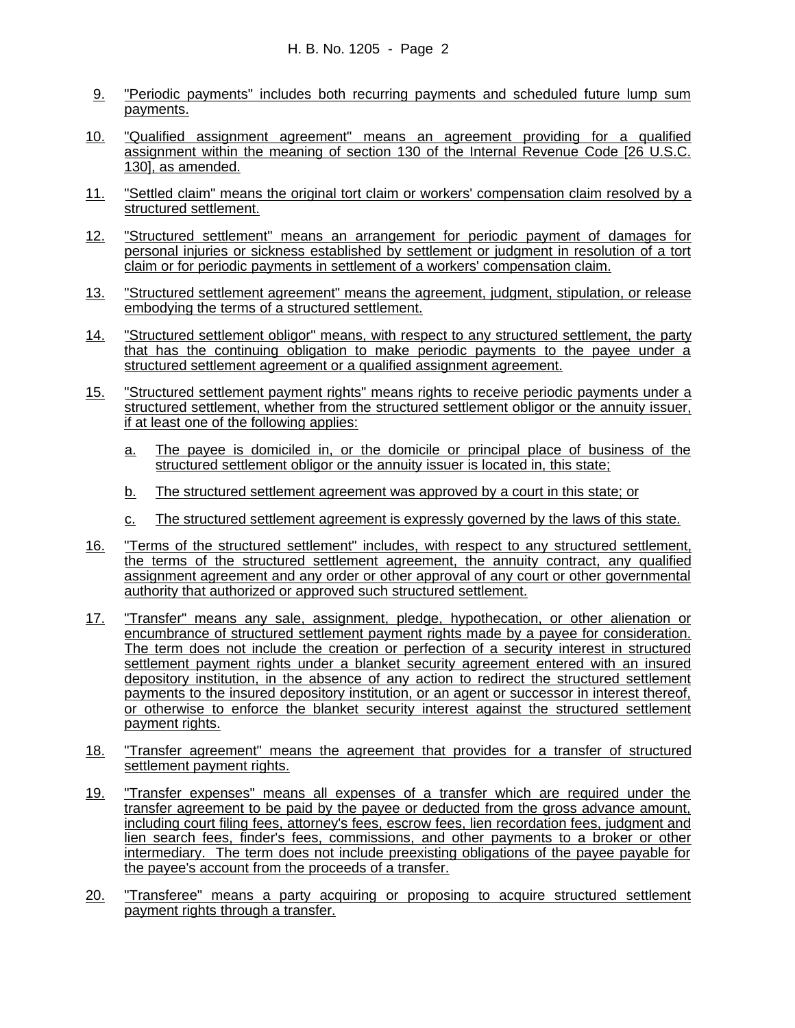9. "Periodic payments" includes both recurring payments and scheduled future lump sum payments.

10. "Qualified assignment agreement" means an agreement providing for a qualified assignment within the meaning of section 130 of the Internal Revenue Code [26 U.S.C. 130], as amended.

11. "Settled claim" means the original tort claim or workers' compensation claim resolved by a structured settlement.

12. "Structured settlement" means an arrangement for periodic payment of damages for personal injuries or sickness established by settlement or judgment in resolution of a tort claim or for periodic payments in settlement of a workers' compensation claim.

13. "Structured settlement agreement" means the agreement, judgment, stipulation, or release embodying the terms of a structured settlement.

14. "Structured settlement obligor" means, with respect to any structured settlement, the party that has the continuing obligation to make periodic payments to the payee under a structured settlement agreement or a qualified assignment agreement.

15. "Structured settlement payment rights" means rights to receive periodic payments under a structured settlement, whether from the structured settlement obligor or the annuity issuer, if at least one of the following applies:

    a. The payee is domiciled in, or the domicile or principal place of business of the structured settlement obligor or the annuity issuer is located in, this state;

    b. The structured settlement agreement was approved by a court in this state; or

    c. The structured settlement agreement is expressly governed by the laws of this state.

16. "Terms of the structured settlement" includes, with respect to any structured settlement, the terms of the structured settlement agreement, the annuity contract, any qualified assignment agreement and any order or other approval of any court or other governmental authority that authorized or approved such structured settlement.

17. "Transfer" means any sale, assignment, pledge, hypothecation, or other alienation or encumbrance of structured settlement payment rights made by a payee for consideration. The term does not include the creation or perfection of a security interest in structured settlement payment rights under a blanket security agreement entered with an insured depository institution, in the absence of any action to redirect the structured settlement payments to the insured depository institution, or an agent or successor in interest thereof, or otherwise to enforce the blanket security interest against the structured settlement payment rights.

18. "Transfer agreement" means the agreement that provides for a transfer of structured settlement payment rights.

19. "Transfer expenses" means all expenses of a transfer which are required under the transfer agreement to be paid by the payee or deducted from the gross advance amount, including court filing fees, attorney's fees, escrow fees, lien recordation fees, judgment and lien search fees, finder's fees, commissions, and other payments to a broker or other intermediary. The term does not include preexisting obligations of the payee payable for the payee's account from the proceeds of a transfer.

20. "Transferee" means a party acquiring or proposing to acquire structured settlement payment rights through a transfer.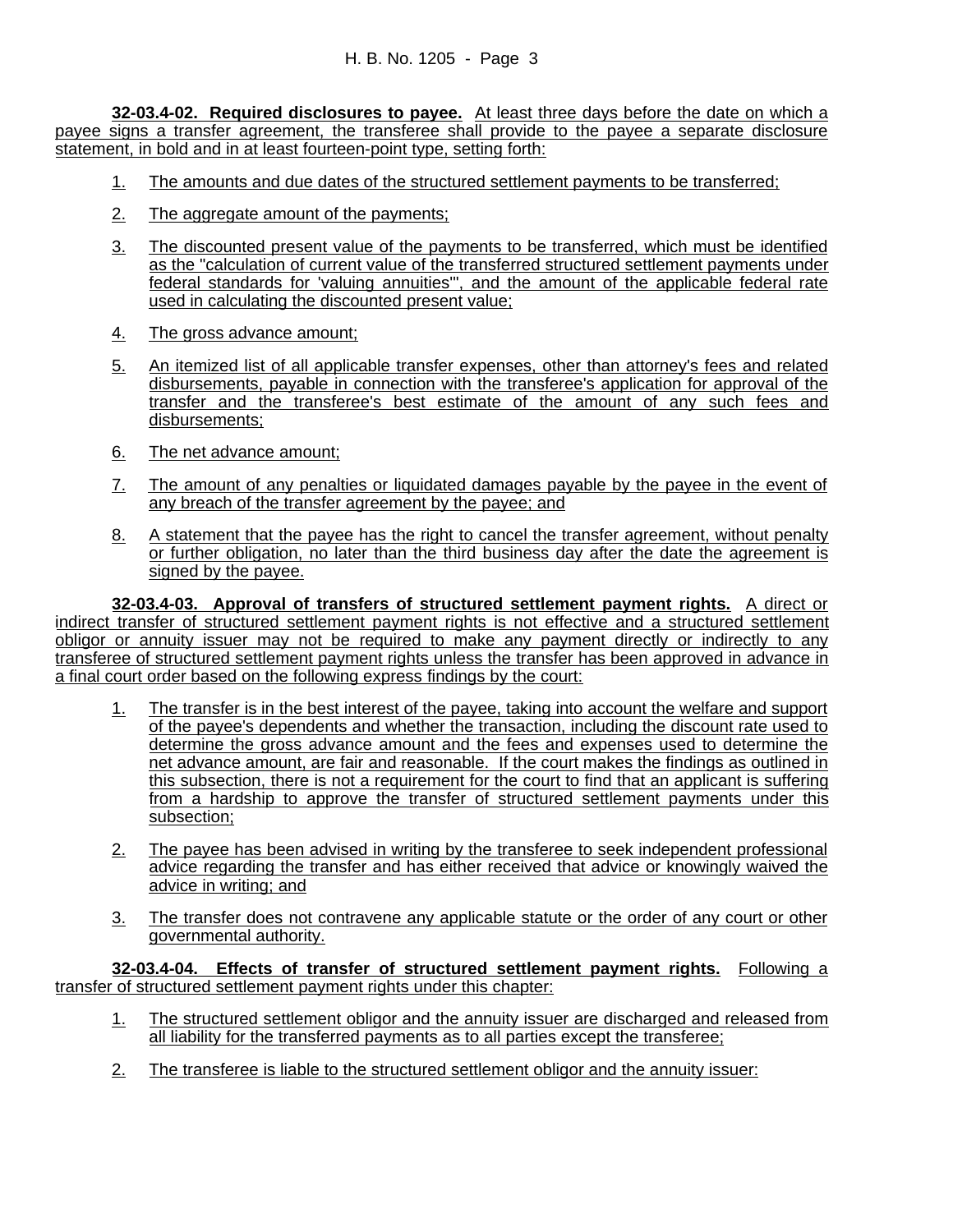**32-03.4-02. Required disclosures to payee.** At least three days before the date on which a payee signs a transfer agreement, the transferee shall provide to the payee a separate disclosure statement, in bold and in at least fourteen-point type, setting forth:

1. The amounts and due dates of the structured settlement payments to be transferred;

2. The aggregate amount of the payments;

3. The discounted present value of the payments to be transferred, which must be identified as the "calculation of current value of the transferred structured settlement payments under federal standards for 'valuing annuities'", and the amount of the applicable federal rate used in calculating the discounted present value;

4. The gross advance amount;

5. An itemized list of all applicable transfer expenses, other than attorney's fees and related disbursements, payable in connection with the transferee's application for approval of the transfer and the transferee's best estimate of the amount of any such fees and disbursements;

6. The net advance amount;

7. The amount of any penalties or liquidated damages payable by the payee in the event of any breach of the transfer agreement by the payee; and

8. A statement that the payee has the right to cancel the transfer agreement, without penalty or further obligation, no later than the third business day after the date the agreement is signed by the payee.

**32-03.4-03. Approval of transfers of structured settlement payment rights.** A direct or indirect transfer of structured settlement payment rights is not effective and a structured settlement obligor or annuity issuer may not be required to make any payment directly or indirectly to any transferee of structured settlement payment rights unless the transfer has been approved in advance in a final court order based on the following express findings by the court:

1. The transfer is in the best interest of the payee, taking into account the welfare and support of the payee's dependents and whether the transaction, including the discount rate used to determine the gross advance amount and the fees and expenses used to determine the net advance amount, are fair and reasonable. If the court makes the findings as outlined in this subsection, there is not a requirement for the court to find that an applicant is suffering from a hardship to approve the transfer of structured settlement payments under this subsection;

2. The payee has been advised in writing by the transferee to seek independent professional advice regarding the transfer and has either received that advice or knowingly waived the advice in writing; and

3. The transfer does not contravene any applicable statute or the order of any court or other governmental authority.

**32-03.4-04. Effects of transfer of structured settlement payment rights.** Following a transfer of structured settlement payment rights under this chapter:

1. The structured settlement obligor and the annuity issuer are discharged and released from all liability for the transferred payments as to all parties except the transferee;

2. The transferee is liable to the structured settlement obligor and the annuity issuer: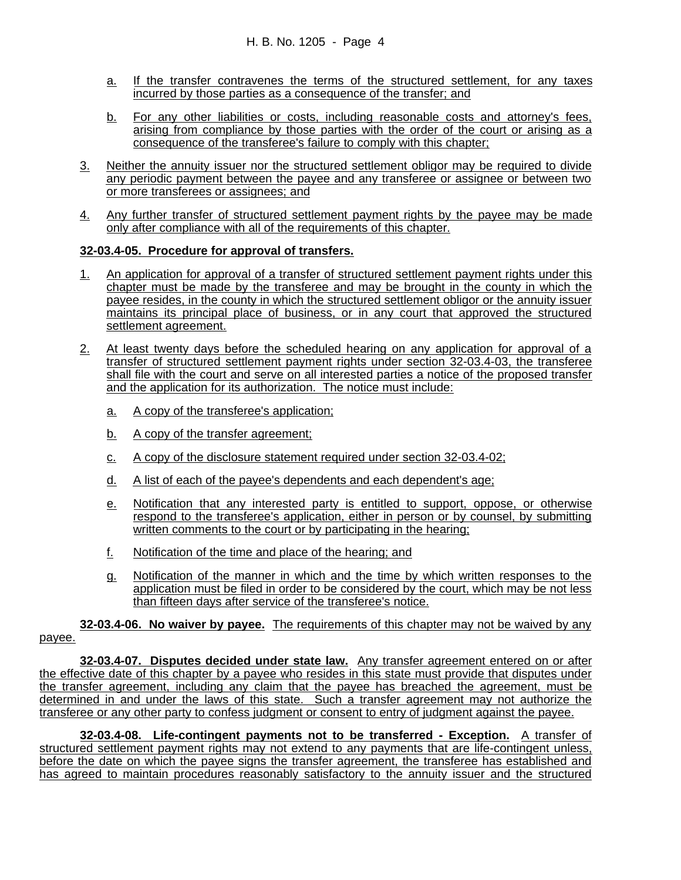a. If the transfer contravenes the terms of the structured settlement, for any taxes incurred by those parties as a consequence of the transfer; and

b. For any other liabilities or costs, including reasonable costs and attorney's fees, arising from compliance by those parties with the order of the court or arising as a consequence of the transferee's failure to comply with this chapter;

3. Neither the annuity issuer nor the structured settlement obligor may be required to divide any periodic payment between the payee and any transferee or assignee or between two or more transferees or assignees; and

4. Any further transfer of structured settlement payment rights by the payee may be made only after compliance with all of the requirements of this chapter.

**32-03.4-05. Procedure for approval of transfers.**

1. An application for approval of a transfer of structured settlement payment rights under this chapter must be made by the transferee and may be brought in the county in which the payee resides, in the county in which the structured settlement obligor or the annuity issuer maintains its principal place of business, or in any court that approved the structured settlement agreement.

2. At least twenty days before the scheduled hearing on any application for approval of a transfer of structured settlement payment rights under section 32-03.4-03, the transferee shall file with the court and serve on all interested parties a notice of the proposed transfer and the application for its authorization. The notice must include:

   a. A copy of the transferee's application;

   b. A copy of the transfer agreement;

   c. A copy of the disclosure statement required under section 32-03.4-02;

   d. A list of each of the payee's dependents and each dependent's age;

   e. Notification that any interested party is entitled to support, oppose, or otherwise respond to the transferee's application, either in person or by counsel, by submitting written comments to the court or by participating in the hearing;

   f. Notification of the time and place of the hearing; and

   g. Notification of the manner in which and the time by which written responses to the application must be filed in order to be considered by the court, which may be not less than fifteen days after service of the transferee's notice.

**32-03.4-06. No waiver by payee.** The requirements of this chapter may not be waived by any payee.

**32-03.4-07. Disputes decided under state law.** Any transfer agreement entered on or after the effective date of this chapter by a payee who resides in this state must provide that disputes under the transfer agreement, including any claim that the payee has breached the agreement, must be determined in and under the laws of this state. Such a transfer agreement may not authorize the transferee or any other party to confess judgment or consent to entry of judgment against the payee.

**32-03.4-08. Life-contingent payments not to be transferred - Exception.** A transfer of structured settlement payment rights may not extend to any payments that are life-contingent unless, before the date on which the payee signs the transfer agreement, the transferee has established and has agreed to maintain procedures reasonably satisfactory to the annuity issuer and the structured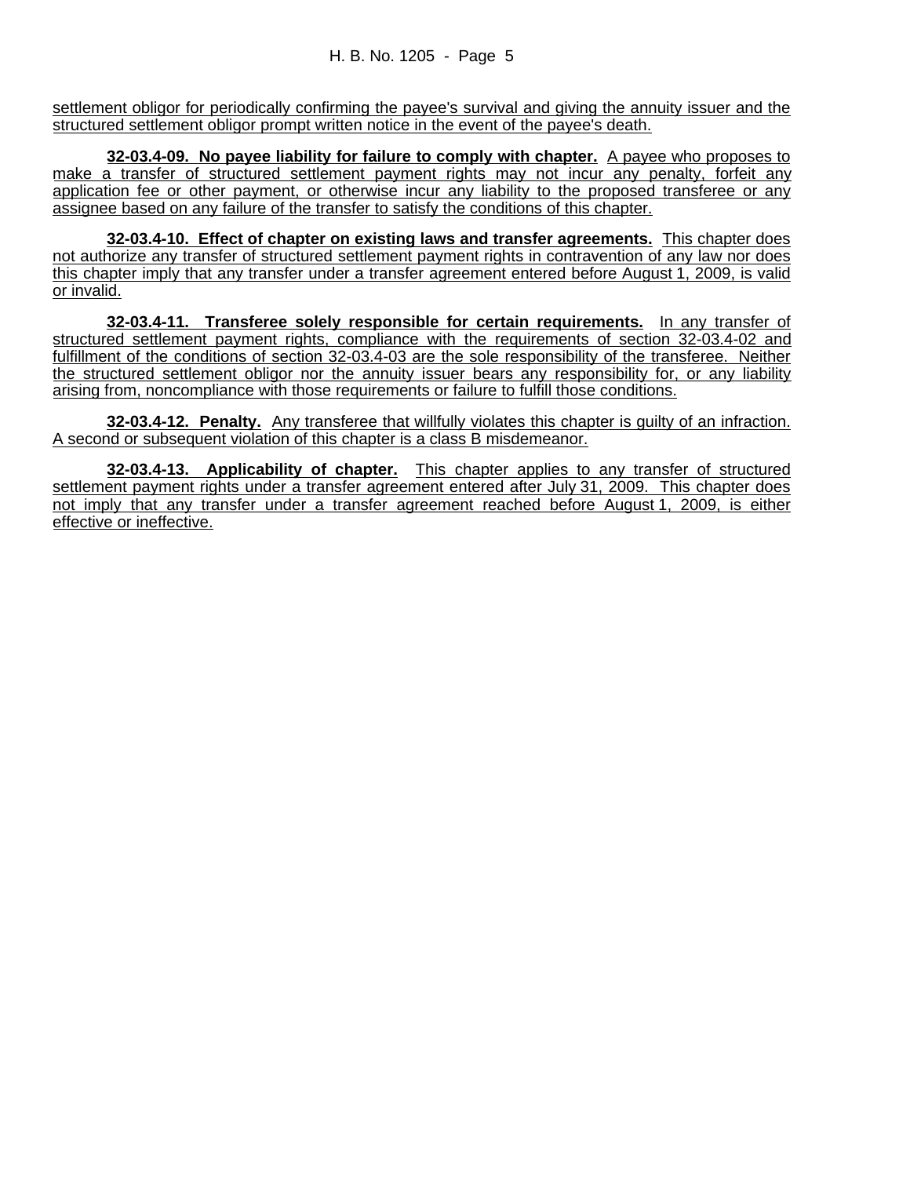settlement obligor for periodically confirming the payee's survival and giving the annuity issuer and the structured settlement obligor prompt written notice in the event of the payee's death.

**32-03.4-09. No payee liability for failure to comply with chapter.** A payee who proposes to make a transfer of structured settlement payment rights may not incur any penalty, forfeit any application fee or other payment, or otherwise incur any liability to the proposed transferee or any assignee based on any failure of the transfer to satisfy the conditions of this chapter.

**32-03.4-10. Effect of chapter on existing laws and transfer agreements.** This chapter does not authorize any transfer of structured settlement payment rights in contravention of any law nor does this chapter imply that any transfer under a transfer agreement entered before August 1, 2009, is valid or invalid.

**32-03.4-11. Transferee solely responsible for certain requirements.** In any transfer of structured settlement payment rights, compliance with the requirements of section 32-03.4-02 and fulfillment of the conditions of section 32-03.4-03 are the sole responsibility of the transferee. Neither the structured settlement obligor nor the annuity issuer bears any responsibility for, or any liability arising from, noncompliance with those requirements or failure to fulfill those conditions.

**32-03.4-12. Penalty.** Any transferee that willfully violates this chapter is guilty of an infraction. A second or subsequent violation of this chapter is a class B misdemeanor.

**32-03.4-13. Applicability of chapter.** This chapter applies to any transfer of structured settlement payment rights under a transfer agreement entered after July 31, 2009. This chapter does not imply that any transfer under a transfer agreement reached before August 1, 2009, is either effective or ineffective.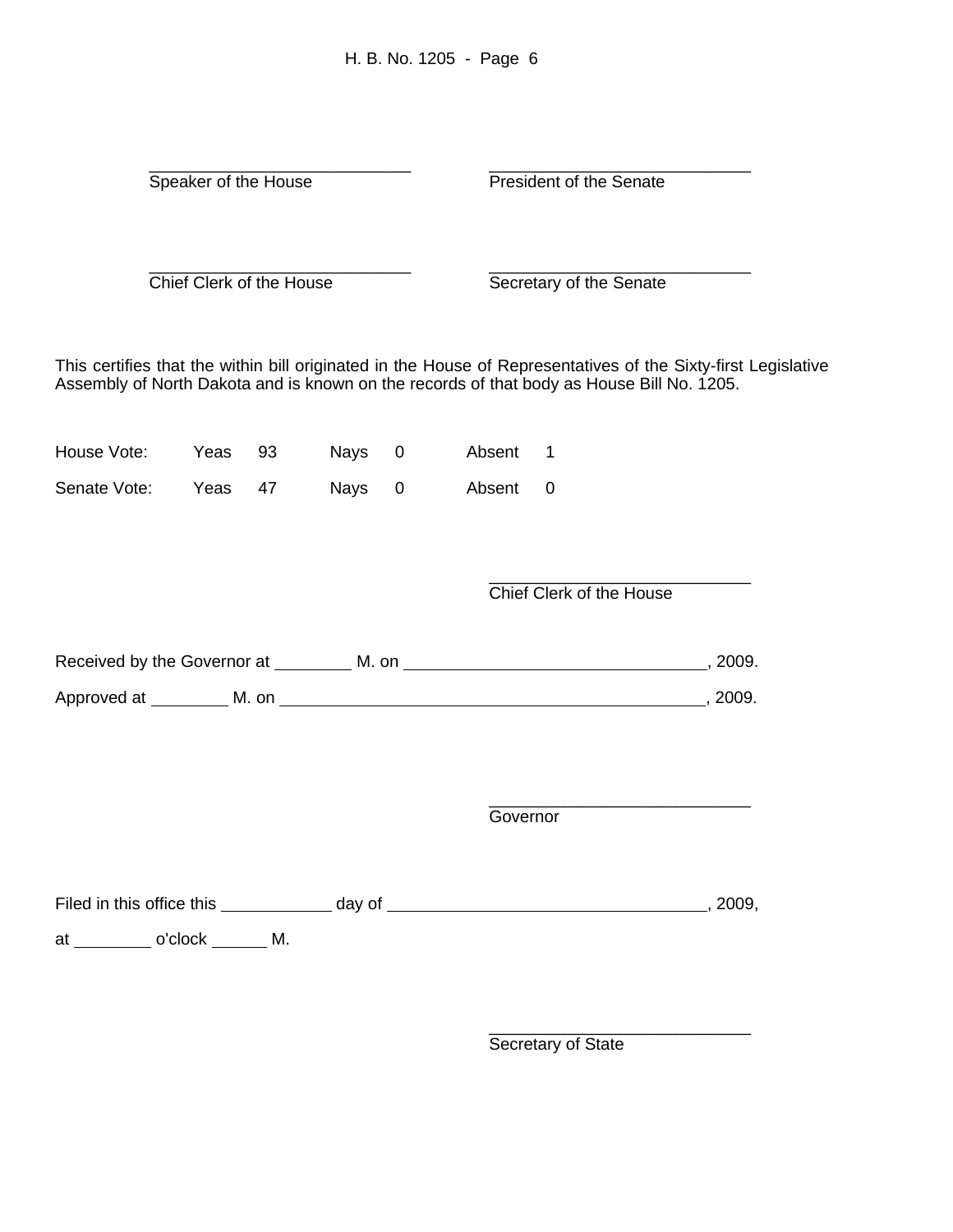\_\_\_\_\_\_\_\_\_\_\_\_\_\_\_\_\_\_\_\_\_\_\_\_\_\_\_\_
Speaker of the House

\_\_\_\_\_\_\_\_\_\_\_\_\_\_\_\_\_\_\_\_\_\_\_\_\_\_\_\_
President of the Senate

\_\_\_\_\_\_\_\_\_\_\_\_\_\_\_\_\_\_\_\_\_\_\_\_\_\_\_\_
Chief Clerk of the House

\_\_\_\_\_\_\_\_\_\_\_\_\_\_\_\_\_\_\_\_\_\_\_\_\_\_\_\_
Secretary of the Senate

This certifies that the within bill originated in the House of Representatives of the Sixty-first Legislative Assembly of North Dakota and is known on the records of that body as House Bill No. 1205.

| | | | | | | |
|---|---|---|---|---|---|---|
| House Vote: | Yeas | 93 | Nays | 0 | Absent | 1 |
| Senate Vote: | Yeas | 47 | Nays | 0 | Absent | 0 |

\_\_\_\_\_\_\_\_\_\_\_\_\_\_\_\_\_\_\_\_\_\_\_\_\_\_\_\_
Chief Clerk of the House

Received by the Governor at \_\_\_\_\_\_\_\_ M. on \_\_\_\_\_\_\_\_\_\_\_\_\_\_\_\_\_\_\_\_\_\_\_\_\_\_\_\_\_\_\_\_, 2009.

Approved at \_\_\_\_\_\_\_\_ M. on \_\_\_\_\_\_\_\_\_\_\_\_\_\_\_\_\_\_\_\_\_\_\_\_\_\_\_\_\_\_\_\_\_\_\_\_\_\_\_\_\_\_\_\_, 2009.

\_\_\_\_\_\_\_\_\_\_\_\_\_\_\_\_\_\_\_\_\_\_\_\_\_\_\_\_
Governor

Filed in this office this \_\_\_\_\_\_\_\_\_\_\_\_ day of \_\_\_\_\_\_\_\_\_\_\_\_\_\_\_\_\_\_\_\_\_\_\_\_\_\_\_\_\_\_\_\_\_\_\_\_, 2009,

at \_\_\_\_\_\_\_\_ o'clock \_\_\_\_\_\_ M.

\_\_\_\_\_\_\_\_\_\_\_\_\_\_\_\_\_\_\_\_\_\_\_\_\_\_\_\_
Secretary of State